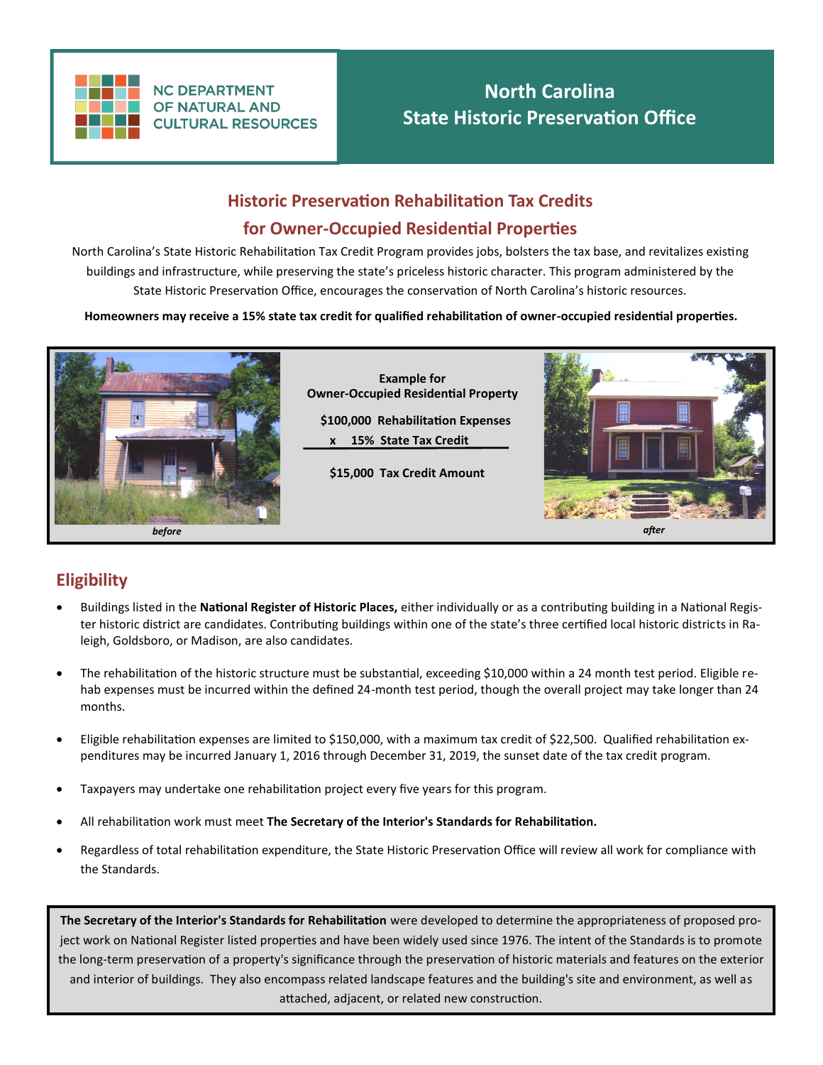NC DEPARTMENT OF NATURAL AND CULTURAL RESOURCES

# North Carolina State Historic Preservation Office

## Historic Preservation Rehabilitation Tax Credits for Owner-Occupied Residential Properties

North Carolina's State Historic Rehabilitation Tax Credit Program provides jobs, bolsters the tax base, and revitalizes existing buildings and infrastructure, while preserving the state's priceless historic character. This program administered by the State Historic Preservation Office, encourages the conservation of North Carolina's historic resources.

**Homeowners may receive a 15% state tax credit for qualified rehabilitation of owner-occupied residential properties.**

*before*

**Example for Owner-Occupied Residential Property**

**$100,000 Rehabilitation Expenses**
**x 15% State Tax Credit**

**$15,000 Tax Credit Amount**

*after*

## Eligibility

- Buildings listed in the **National Register of Historic Places,** either individually or as a contributing building in a National Register historic district are candidates. Contributing buildings within one of the state's three certified local historic districts in Raleigh, Goldsboro, or Madison, are also candidates.
- The rehabilitation of the historic structure must be substantial, exceeding $10,000 within a 24 month test period. Eligible rehab expenses must be incurred within the defined 24-month test period, though the overall project may take longer than 24 months.
- Eligible rehabilitation expenses are limited to $150,000, with a maximum tax credit of $22,500. Qualified rehabilitation expenditures may be incurred January 1, 2016 through December 31, 2019, the sunset date of the tax credit program.
- Taxpayers may undertake one rehabilitation project every five years for this program.
- All rehabilitation work must meet **The Secretary of the Interior's Standards for Rehabilitation.**
- Regardless of total rehabilitation expenditure, the State Historic Preservation Office will review all work for compliance with the Standards.

**The Secretary of the Interior's Standards for Rehabilitation** were developed to determine the appropriateness of proposed project work on National Register listed properties and have been widely used since 1976. The intent of the Standards is to promote the long-term preservation of a property's significance through the preservation of historic materials and features on the exterior and interior of buildings. They also encompass related landscape features and the building's site and environment, as well as attached, adjacent, or related new construction.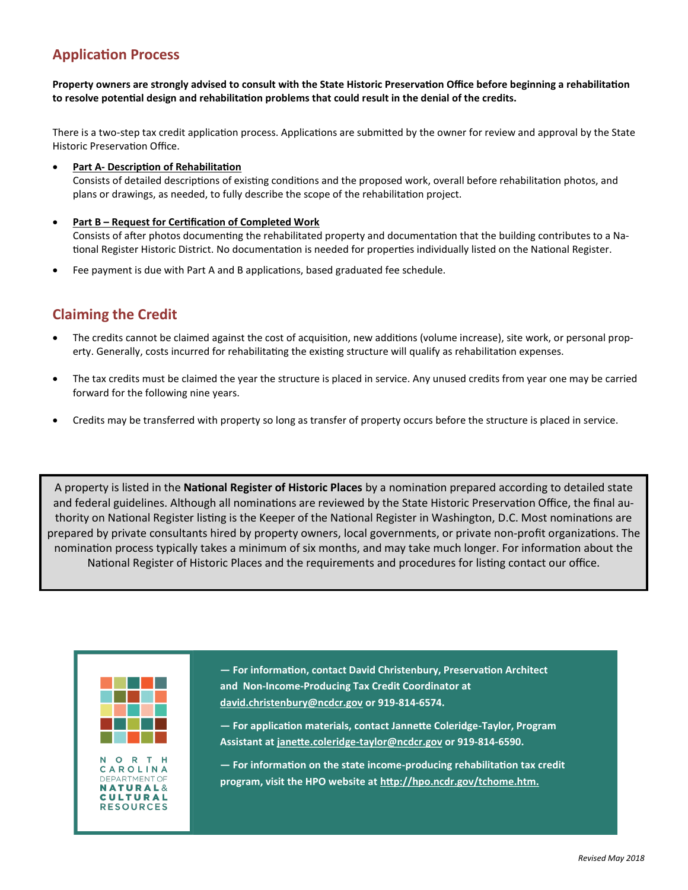## Application Process

**Property owners are strongly advised to consult with the State Historic Preservation Office before beginning a rehabilitation to resolve potential design and rehabilitation problems that could result in the denial of the credits.**

There is a two-step tax credit application process. Applications are submitted by the owner for review and approval by the State Historic Preservation Office.

- **Part A- Description of Rehabilitation**
  Consists of detailed descriptions of existing conditions and the proposed work, overall before rehabilitation photos, and plans or drawings, as needed, to fully describe the scope of the rehabilitation project.

- **Part B – Request for Certification of Completed Work**
  Consists of after photos documenting the rehabilitated property and documentation that the building contributes to a National Register Historic District. No documentation is needed for properties individually listed on the National Register.

- Fee payment is due with Part A and B applications, based graduated fee schedule.

## Claiming the Credit

- The credits cannot be claimed against the cost of acquisition, new additions (volume increase), site work, or personal property. Generally, costs incurred for rehabilitating the existing structure will qualify as rehabilitation expenses.

- The tax credits must be claimed the year the structure is placed in service. Any unused credits from year one may be carried forward for the following nine years.

- Credits may be transferred with property so long as transfer of property occurs before the structure is placed in service.

A property is listed in the **National Register of Historic Places** by a nomination prepared according to detailed state and federal guidelines. Although all nominations are reviewed by the State Historic Preservation Office, the final authority on National Register listing is the Keeper of the National Register in Washington, D.C. Most nominations are prepared by private consultants hired by property owners, local governments, or private non-profit organizations. The nomination process typically takes a minimum of six months, and may take much longer. For information about the National Register of Historic Places and the requirements and procedures for listing contact our office.

NORTH CAROLINA DEPARTMENT OF NATURAL & CULTURAL RESOURCES

**— For information, contact David Christenbury, Preservation Architect and Non-Income-Producing Tax Credit Coordinator at david.christenbury@ncdcr.gov or 919-814-6574.**

**— For application materials, contact Jannette Coleridge-Taylor, Program Assistant at janette.coleridge-taylor@ncdcr.gov or 919-814-6590.**

**— For information on the state income-producing rehabilitation tax credit program, visit the HPO website at http://hpo.ncdr.gov/tchome.htm.**

*Revised May 2018*